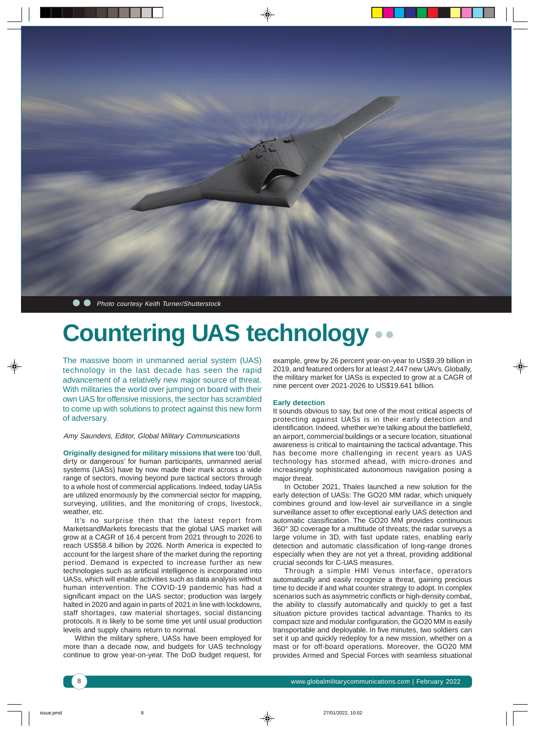Photo courtesy Keith Turner/Shutterstock

# Countering UAS technology

The massive boom in unmanned aerial system (UAS) technology in the last decade has seen the rapid advancement of a relatively new major source of threat. With militaries the world over jumping on board with their own UAS for offensive missions, the sector has scrambled to come up with solutions to protect against this new form of adversary.

*Amy Saunders, Editor, Global Military Communications*

**Originally designed for military missions that were** too 'dull, dirty or dangerous' for human participants, unmanned aerial systems (UASs) have by now made their mark across a wide range of sectors, moving beyond pure tactical sectors through to a whole host of commercial applications. Indeed, today UASs are utilized enormously by the commercial sector for mapping, surveying, utilities, and the monitoring of crops, livestock, weather, etc.

It's no surprise then that the latest report from MarketsandMarkets forecasts that the global UAS market will grow at a CAGR of 16.4 percent from 2021 through to 2026 to reach US$58.4 billion by 2026. North America is expected to account for the largest share of the market during the reporting period. Demand is expected to increase further as new technologies such as artificial intelligence is incorporated into UASs, which will enable activities such as data analysis without human intervention. The COVID-19 pandemic has had a significant impact on the UAS sector; production was largely halted in 2020 and again in parts of 2021 in line with lockdowns, staff shortages, raw material shortages, social distancing protocols. It is likely to be some time yet until usual production levels and supply chains return to normal.

Within the military sphere, UASs have been employed for more than a decade now, and budgets for UAS technology continue to grow year-on-year. The DoD budget request, for example, grew by 26 percent year-on-year to US$9.39 billion in 2019, and featured orders for at least 2,447 new UAVs. Globally, the military market for UASs is expected to grow at a CAGR of nine percent over 2021-2026 to US$19.641 billion.

## Early detection

It sounds obvious to say, but one of the most critical aspects of protecting against UASs is in their early detection and identification. Indeed, whether we're talking about the battlefield, an airport, commercial buildings or a secure location, situational awareness is critical to maintaining the tactical advantage. This has become more challenging in recent years as UAS technology has stormed ahead, with micro-drones and increasingly sophisticated autonomous navigation posing a major threat.

In October 2021, Thales launched a new solution for the early detection of UASs: The GO20 MM radar, which uniquely combines ground and low-level air surveillance in a single surveillance asset to offer exceptional early UAS detection and automatic classification. The GO20 MM provides continuous 360° 3D coverage for a multitude of threats; the radar surveys a large volume in 3D, with fast update rates, enabling early detection and automatic classification of long-range drones especially when they are not yet a threat, providing additional crucial seconds for C-UAS measures.

Through a simple HMI Venus interface, operators automatically and easily recognize a threat, gaining precious time to decide if and what counter strategy to adopt. In complex scenarios such as asymmetric conflicts or high-density combat, the ability to classify automatically and quickly to get a fast situation picture provides tactical advantage. Thanks to its compact size and modular configuration, the GO20 MM is easily transportable and deployable. In five minutes, two soldiers can set it up and quickly redeploy for a new mission, whether on a mast or for off-board operations. Moreover, the GO20 MM provides Armed and Special Forces with seamless situational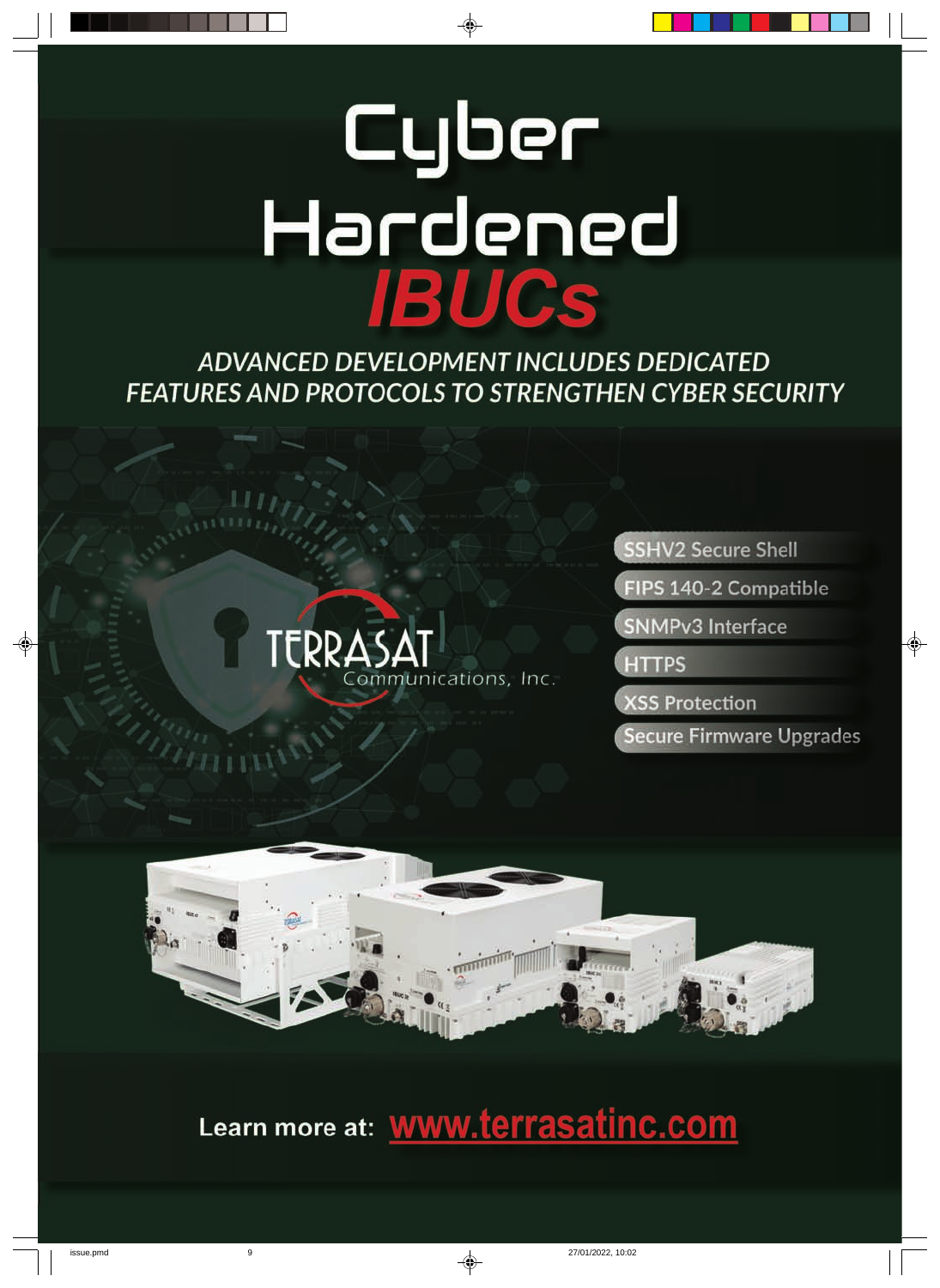# Cyber Hardened *IBUCs*

*ADVANCED DEVELOPMENT INCLUDES DEDICATED FEATURES AND PROTOCOLS TO STRENGTHEN CYBER SECURITY*

TERRASAT Communications, Inc.

- SSHV2 Secure Shell
- FIPS 140-2 Compatible
- SNMPv3 Interface
- HTTPS
- XSS Protection
- Secure Firmware Upgrades

**Learn more at: www.terrasatinc.com**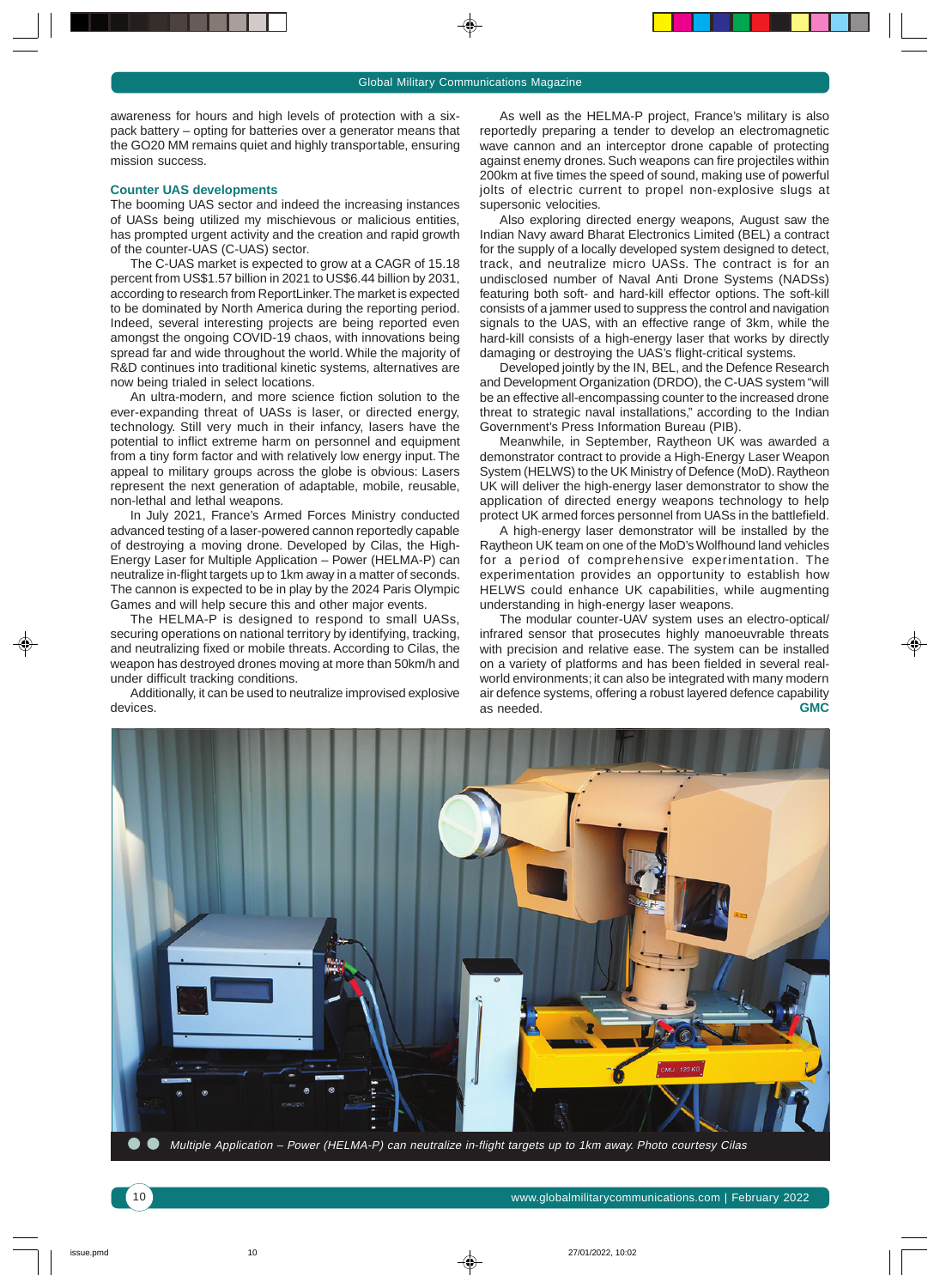awareness for hours and high levels of protection with a six-pack battery – opting for batteries over a generator means that the GO20 MM remains quiet and highly transportable, ensuring mission success.

### Counter UAS developments

The booming UAS sector and indeed the increasing instances of UASs being utilized my mischievous or malicious entities, has prompted urgent activity and the creation and rapid growth of the counter-UAS (C-UAS) sector.

The C-UAS market is expected to grow at a CAGR of 15.18 percent from US$1.57 billion in 2021 to US$6.44 billion by 2031, according to research from ReportLinker. The market is expected to be dominated by North America during the reporting period. Indeed, several interesting projects are being reported even amongst the ongoing COVID-19 chaos, with innovations being spread far and wide throughout the world. While the majority of R&D continues into traditional kinetic systems, alternatives are now being trialed in select locations.

An ultra-modern, and more science fiction solution to the ever-expanding threat of UASs is laser, or directed energy, technology. Still very much in their infancy, lasers have the potential to inflict extreme harm on personnel and equipment from a tiny form factor and with relatively low energy input. The appeal to military groups across the globe is obvious: Lasers represent the next generation of adaptable, mobile, reusable, non-lethal and lethal weapons.

In July 2021, France's Armed Forces Ministry conducted advanced testing of a laser-powered cannon reportedly capable of destroying a moving drone. Developed by Cilas, the High-Energy Laser for Multiple Application – Power (HELMA-P) can neutralize in-flight targets up to 1km away in a matter of seconds. The cannon is expected to be in play by the 2024 Paris Olympic Games and will help secure this and other major events.

The HELMA-P is designed to respond to small UASs, securing operations on national territory by identifying, tracking, and neutralizing fixed or mobile threats. According to Cilas, the weapon has destroyed drones moving at more than 50km/h and under difficult tracking conditions.

Additionally, it can be used to neutralize improvised explosive devices.

As well as the HELMA-P project, France's military is also reportedly preparing a tender to develop an electromagnetic wave cannon and an interceptor drone capable of protecting against enemy drones. Such weapons can fire projectiles within 200km at five times the speed of sound, making use of powerful jolts of electric current to propel non-explosive slugs at supersonic velocities.

Also exploring directed energy weapons, August saw the Indian Navy award Bharat Electronics Limited (BEL) a contract for the supply of a locally developed system designed to detect, track, and neutralize micro UASs. The contract is for an undisclosed number of Naval Anti Drone Systems (NADSs) featuring both soft- and hard-kill effector options. The soft-kill consists of a jammer used to suppress the control and navigation signals to the UAS, with an effective range of 3km, while the hard-kill consists of a high-energy laser that works by directly damaging or destroying the UAS's flight-critical systems.

Developed jointly by the IN, BEL, and the Defence Research and Development Organization (DRDO), the C-UAS system "will be an effective all-encompassing counter to the increased drone threat to strategic naval installations," according to the Indian Government's Press Information Bureau (PIB).

Meanwhile, in September, Raytheon UK was awarded a demonstrator contract to provide a High-Energy Laser Weapon System (HELWS) to the UK Ministry of Defence (MoD). Raytheon UK will deliver the high-energy laser demonstrator to show the application of directed energy weapons technology to help protect UK armed forces personnel from UASs in the battlefield.

A high-energy laser demonstrator will be installed by the Raytheon UK team on one of the MoD's Wolfhound land vehicles for a period of comprehensive experimentation. The experimentation provides an opportunity to establish how HELWS could enhance UK capabilities, while augmenting understanding in high-energy laser weapons.

The modular counter-UAV system uses an electro-optical/ infrared sensor that prosecutes highly manoeuvrable threats with precision and relative ease. The system can be installed on a variety of platforms and has been fielded in several real-world environments; it can also be integrated with many modern air defence systems, offering a robust layered defence capability as needed. **GMC**

*Multiple Application – Power (HELMA-P) can neutralize in-flight targets up to 1km away. Photo courtesy Cilas*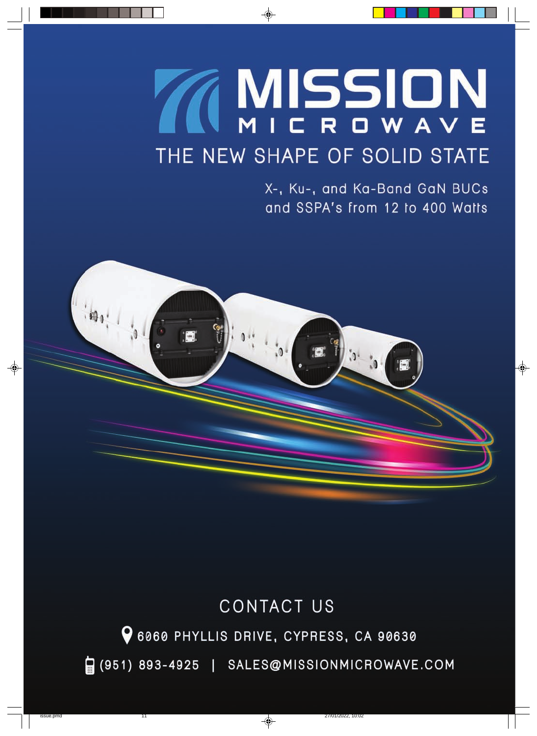# MISSION MICROWAVE

## THE NEW SHAPE OF SOLID STATE

X-, Ku-, and Ka-Band GaN BUCs and SSPA's from 12 to 400 Watts

## CONTACT US

6060 PHYLLIS DRIVE, CYPRESS, CA 90630

(951) 893-4925 | SALES@MISSIONMICROWAVE.COM